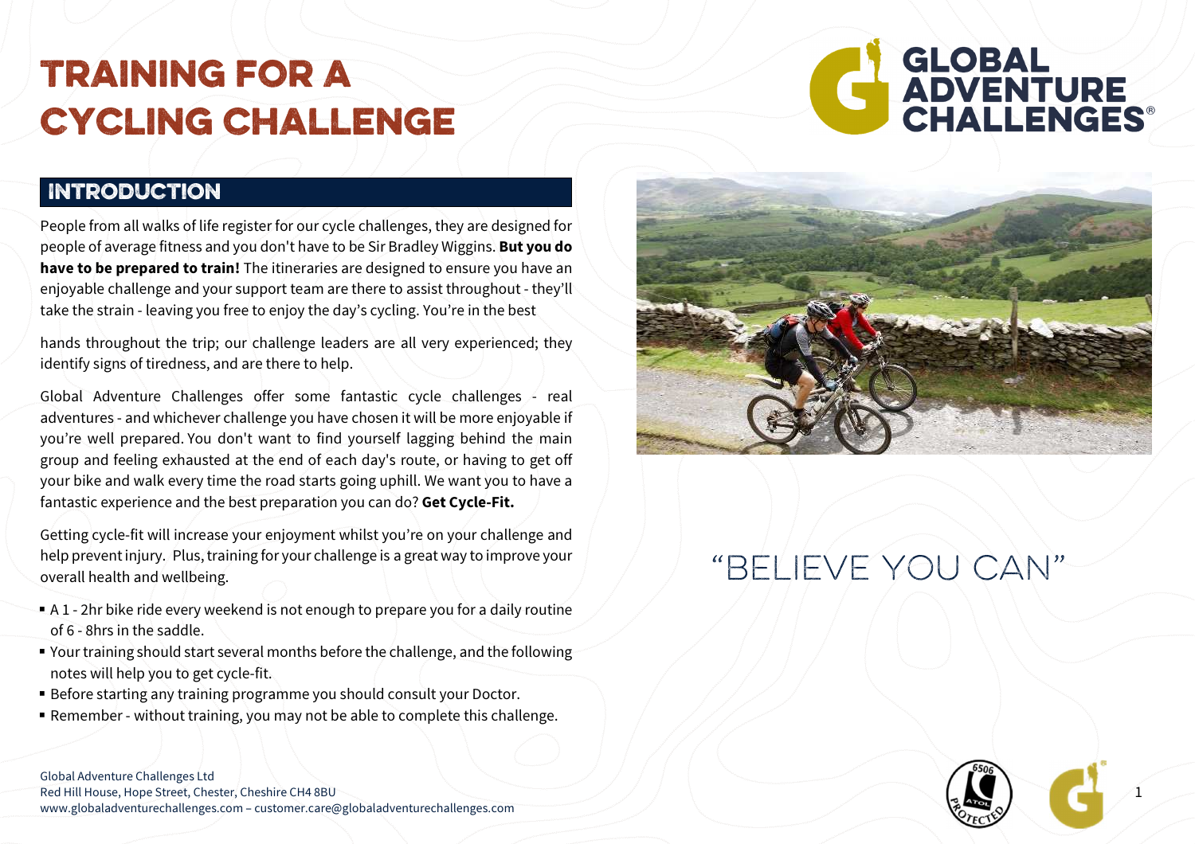# TRAINING FOR A CYCLING CHALLENGE

## INTRODUCTION

People from all walks of life register for our cycle challenges, they are designed for people of average fitness and you don't have to be Sir Bradley Wiggins. **But you do have to be prepared to train!** The itineraries are designed to ensure you have an enjoyable challenge and your support team are there to assist throughout - they'll take the strain - leaving you free to enjoy the day's cycling. You're in the best hands throughout the trip; our challenge leaders are all very experienced; they identify signs of tiredness, and are there to help.

Global Adventure Challenges offer some fantastic cycle challenges - real adventures - and whichever challenge you have chosen it will be more enjoyable if you're well prepared. You don't want to find yourself lagging behind the main group and feeling exhausted at the end of each day's route, or having to get off your bike and walk every time the road starts going uphill. We want you to have a fantastic experience and the best preparation you can do? **Get Cycle-Fit.**

Getting cycle-fit will increase your enjoyment whilst you're on your challenge and help prevent injury. Plus, training for your challenge is a great way to improve your overall health and wellbeing.

- A 1 - 2hr bike ride every weekend is not enough to prepare you for a daily routine of 6 - 8hrs in the saddle.
- Your training should start several months before the challenge, and the following notes will help you to get cycle-fit.
- Before starting any training programme you should consult your Doctor.
- Remember - without training, you may not be able to complete this challenge.

"BELIEVE YOU CAN"

Global Adventure Challenges Ltd
Red Hill House, Hope Street, Chester, Cheshire CH4 8BU
www.globaladventurechallenges.com – customer.care@globaladventurechallenges.com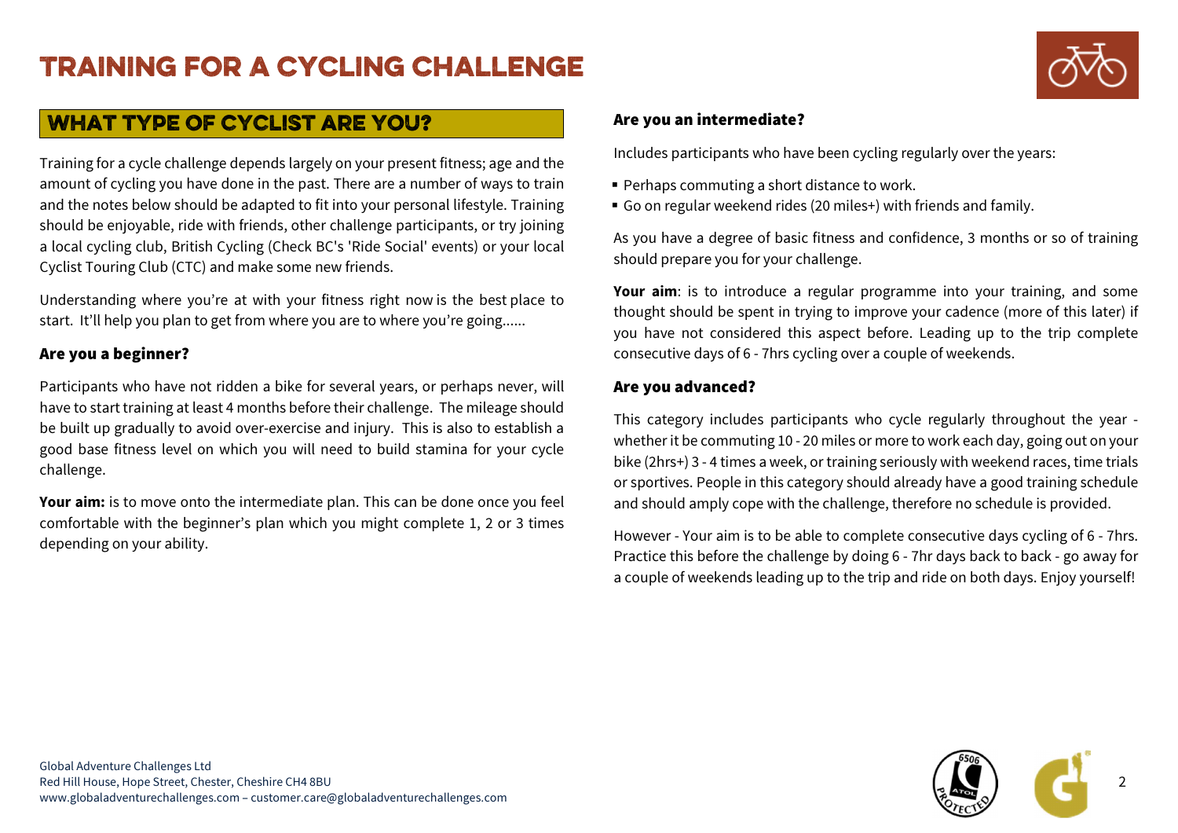# TRAINING FOR A CYCLING CHALLENGE

## WHAT TYPE OF CYCLIST ARE YOU?

Training for a cycle challenge depends largely on your present fitness; age and the amount of cycling you have done in the past. There are a number of ways to train and the notes below should be adapted to fit into your personal lifestyle. Training should be enjoyable, ride with friends, other challenge participants, or try joining a local cycling club, British Cycling (Check BC's 'Ride Social' events) or your local Cyclist Touring Club (CTC) and make some new friends.

Understanding where you're at with your fitness right now is the best place to start. It'll help you plan to get from where you are to where you're going......

### Are you a beginner?

Participants who have not ridden a bike for several years, or perhaps never, will have to start training at least 4 months before their challenge. The mileage should be built up gradually to avoid over-exercise and injury. This is also to establish a good base fitness level on which you will need to build stamina for your cycle challenge.

**Your aim:** is to move onto the intermediate plan. This can be done once you feel comfortable with the beginner's plan which you might complete 1, 2 or 3 times depending on your ability.

### Are you an intermediate?

Includes participants who have been cycling regularly over the years:

- Perhaps commuting a short distance to work.
- Go on regular weekend rides (20 miles+) with friends and family.

As you have a degree of basic fitness and confidence, 3 months or so of training should prepare you for your challenge.

**Your aim**: is to introduce a regular programme into your training, and some thought should be spent in trying to improve your cadence (more of this later) if you have not considered this aspect before. Leading up to the trip complete consecutive days of 6 - 7hrs cycling over a couple of weekends.

### Are you advanced?

This category includes participants who cycle regularly throughout the year - whether it be commuting 10 - 20 miles or more to work each day, going out on your bike (2hrs+) 3 - 4 times a week, or training seriously with weekend races, time trials or sportives. People in this category should already have a good training schedule and should amply cope with the challenge, therefore no schedule is provided.

However - Your aim is to be able to complete consecutive days cycling of 6 - 7hrs. Practice this before the challenge by doing 6 - 7hr days back to back - go away for a couple of weekends leading up to the trip and ride on both days. Enjoy yourself!

Global Adventure Challenges Ltd
Red Hill House, Hope Street, Chester, Cheshire CH4 8BU
www.globaladventurechallenges.com – customer.care@globaladventurechallenges.com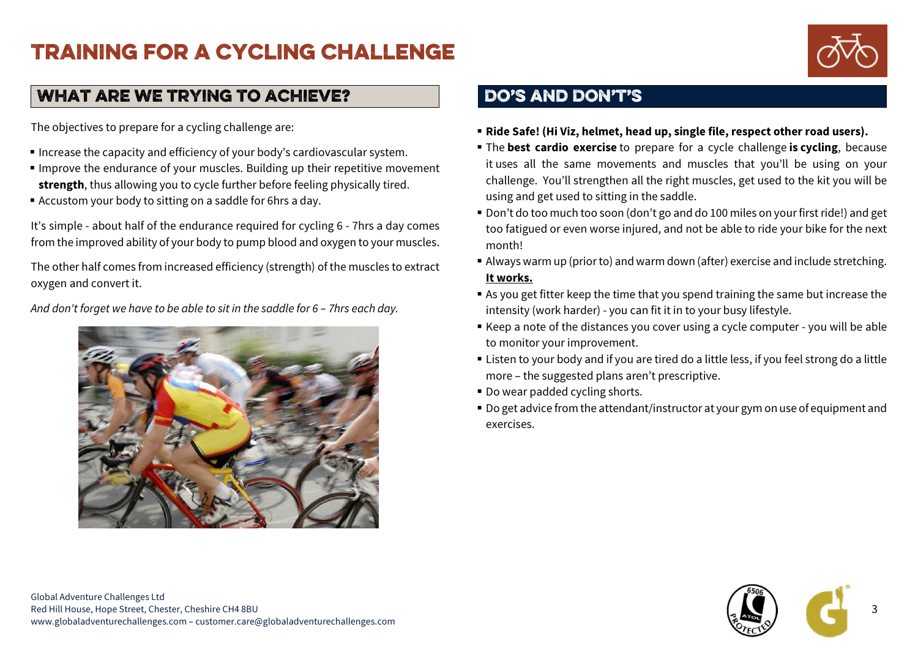# TRAINING FOR A CYCLING CHALLENGE

## WHAT ARE WE TRYING TO ACHIEVE?

The objectives to prepare for a cycling challenge are:

- Increase the capacity and efficiency of your body's cardiovascular system.
- Improve the endurance of your muscles. Building up their repetitive movement **strength**, thus allowing you to cycle further before feeling physically tired.
- Accustom your body to sitting on a saddle for 6hrs a day.

It's simple - about half of the endurance required for cycling 6 - 7hrs a day comes from the improved ability of your body to pump blood and oxygen to your muscles.

The other half comes from increased efficiency (strength) of the muscles to extract oxygen and convert it.

*And don't forget we have to be able to sit in the saddle for 6 – 7hrs each day.*

## DO'S AND DON'T'S

- **Ride Safe! (Hi Viz, helmet, head up, single file, respect other road users).**
- The **best cardio exercise** to prepare for a cycle challenge **is cycling**, because it uses all the same movements and muscles that you'll be using on your challenge. You'll strengthen all the right muscles, get used to the kit you will be using and get used to sitting in the saddle.
- Don't do too much too soon (don't go and do 100 miles on your first ride!) and get too fatigued or even worse injured, and not be able to ride your bike for the next month!
- Always warm up (prior to) and warm down (after) exercise and include stretching. **<u>It works.</u>**
- As you get fitter keep the time that you spend training the same but increase the intensity (work harder) - you can fit it in to your busy lifestyle.
- Keep a note of the distances you cover using a cycle computer - you will be able to monitor your improvement.
- Listen to your body and if you are tired do a little less, if you feel strong do a little more – the suggested plans aren't prescriptive.
- Do wear padded cycling shorts.
- Do get advice from the attendant/instructor at your gym on use of equipment and exercises.

Global Adventure Challenges Ltd
Red Hill House, Hope Street, Chester, Cheshire CH4 8BU
www.globaladventurechallenges.com – customer.care@globaladventurechallenges.com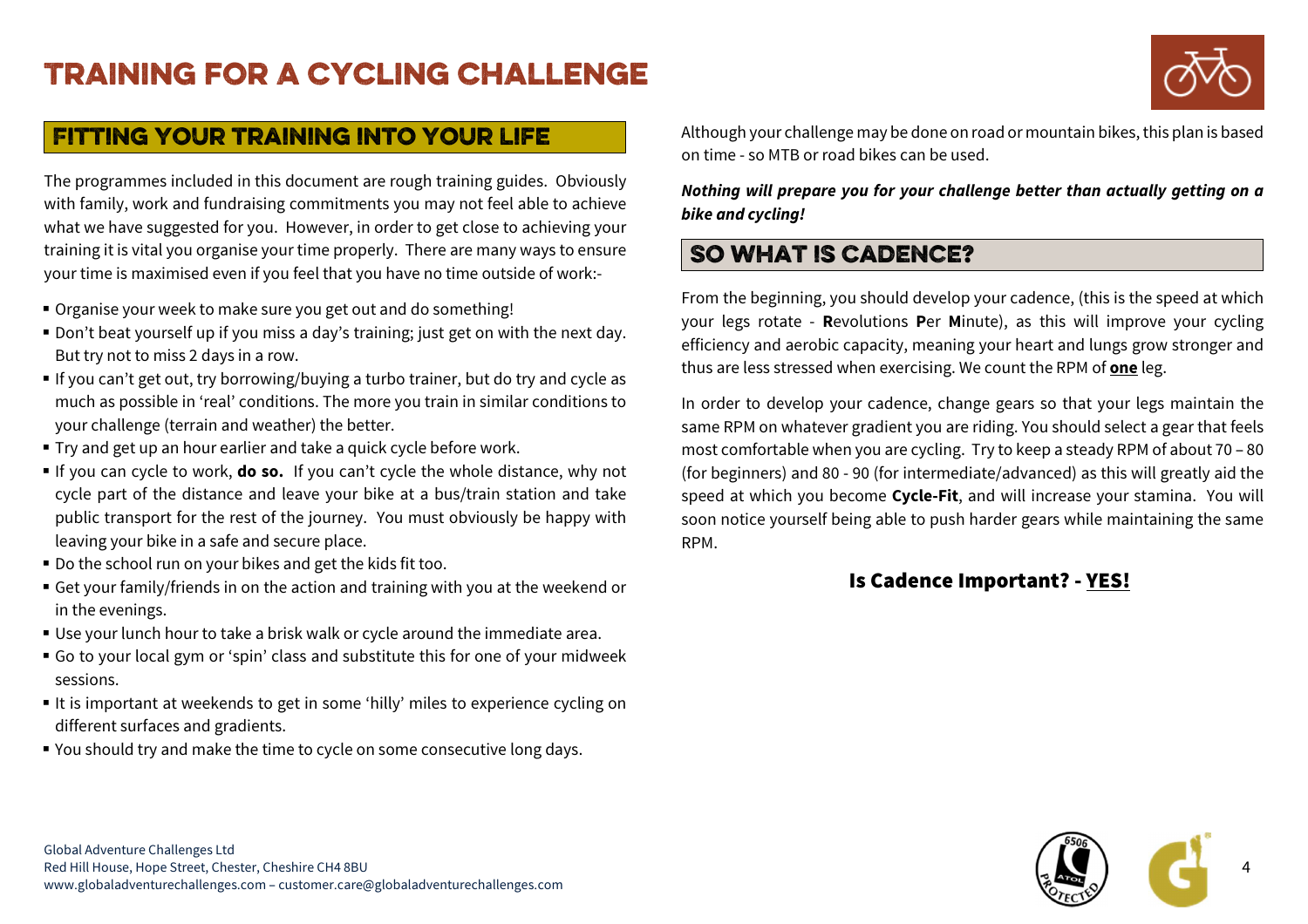# TRAINING FOR A CYCLING CHALLENGE

## FITTING YOUR TRAINING INTO YOUR LIFE

The programmes included in this document are rough training guides. Obviously with family, work and fundraising commitments you may not feel able to achieve what we have suggested for you. However, in order to get close to achieving your training it is vital you organise your time properly. There are many ways to ensure your time is maximised even if you feel that you have no time outside of work:-

- Organise your week to make sure you get out and do something!
- Don't beat yourself up if you miss a day's training; just get on with the next day. But try not to miss 2 days in a row.
- If you can't get out, try borrowing/buying a turbo trainer, but do try and cycle as much as possible in 'real' conditions. The more you train in similar conditions to your challenge (terrain and weather) the better.
- Try and get up an hour earlier and take a quick cycle before work.
- If you can cycle to work, **do so.** If you can't cycle the whole distance, why not cycle part of the distance and leave your bike at a bus/train station and take public transport for the rest of the journey. You must obviously be happy with leaving your bike in a safe and secure place.
- Do the school run on your bikes and get the kids fit too.
- Get your family/friends in on the action and training with you at the weekend or in the evenings.
- Use your lunch hour to take a brisk walk or cycle around the immediate area.
- Go to your local gym or 'spin' class and substitute this for one of your midweek sessions.
- It is important at weekends to get in some 'hilly' miles to experience cycling on different surfaces and gradients.
- You should try and make the time to cycle on some consecutive long days.

Although your challenge may be done on road or mountain bikes, this plan is based on time - so MTB or road bikes can be used.

***Nothing will prepare you for your challenge better than actually getting on a bike and cycling!***

## SO WHAT IS CADENCE?

From the beginning, you should develop your cadence, (this is the speed at which your legs rotate - **R**evolutions **P**er **M**inute), as this will improve your cycling efficiency and aerobic capacity, meaning your heart and lungs grow stronger and thus are less stressed when exercising. We count the RPM of **one** leg.

In order to develop your cadence, change gears so that your legs maintain the same RPM on whatever gradient you are riding. You should select a gear that feels most comfortable when you are cycling. Try to keep a steady RPM of about 70 – 80 (for beginners) and 80 - 90 (for intermediate/advanced) as this will greatly aid the speed at which you become **Cycle-Fit**, and will increase your stamina. You will soon notice yourself being able to push harder gears while maintaining the same RPM.

**Is Cadence Important? - YES!**

Global Adventure Challenges Ltd
Red Hill House, Hope Street, Chester, Cheshire CH4 8BU
www.globaladventurechallenges.com – customer.care@globaladventurechallenges.com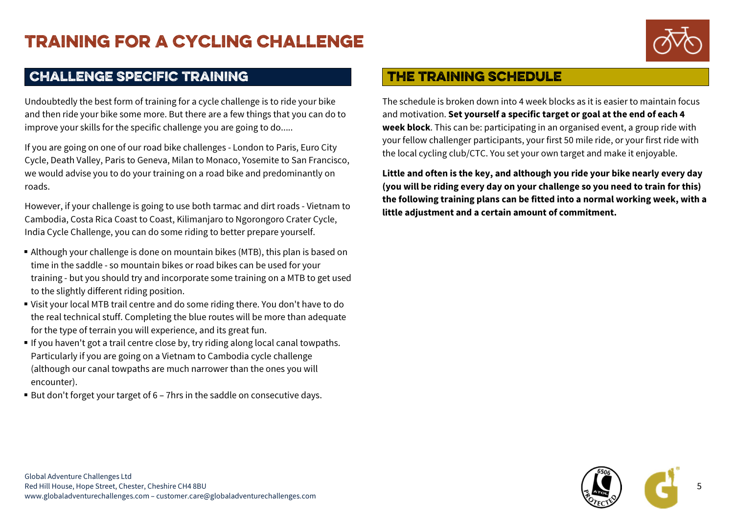# TRAINING FOR A CYCLING CHALLENGE

## CHALLENGE SPECIFIC TRAINING

Undoubtedly the best form of training for a cycle challenge is to ride your bike and then ride your bike some more. But there are a few things that you can do to improve your skills for the specific challenge you are going to do.....

If you are going on one of our road bike challenges - London to Paris, Euro City Cycle, Death Valley, Paris to Geneva, Milan to Monaco, Yosemite to San Francisco, we would advise you to do your training on a road bike and predominantly on roads.

However, if your challenge is going to use both tarmac and dirt roads - Vietnam to Cambodia, Costa Rica Coast to Coast, Kilimanjaro to Ngorongoro Crater Cycle, India Cycle Challenge, you can do some riding to better prepare yourself.

- Although your challenge is done on mountain bikes (MTB), this plan is based on time in the saddle - so mountain bikes or road bikes can be used for your training - but you should try and incorporate some training on a MTB to get used to the slightly different riding position.
- Visit your local MTB trail centre and do some riding there. You don't have to do the real technical stuff. Completing the blue routes will be more than adequate for the type of terrain you will experience, and its great fun.
- If you haven't got a trail centre close by, try riding along local canal towpaths. Particularly if you are going on a Vietnam to Cambodia cycle challenge (although our canal towpaths are much narrower than the ones you will encounter).
- But don't forget your target of 6 – 7hrs in the saddle on consecutive days.

## THE TRAINING SCHEDULE

The schedule is broken down into 4 week blocks as it is easier to maintain focus and motivation. **Set yourself a specific target or goal at the end of each 4 week block**. This can be: participating in an organised event, a group ride with your fellow challenger participants, your first 50 mile ride, or your first ride with the local cycling club/CTC. You set your own target and make it enjoyable.

**Little and often is the key, and although you ride your bike nearly every day (you will be riding every day on your challenge so you need to train for this) the following training plans can be fitted into a normal working week, with a little adjustment and a certain amount of commitment.**

Global Adventure Challenges Ltd
Red Hill House, Hope Street, Chester, Cheshire CH4 8BU
www.globaladventurechallenges.com – customer.care@globaladventurechallenges.com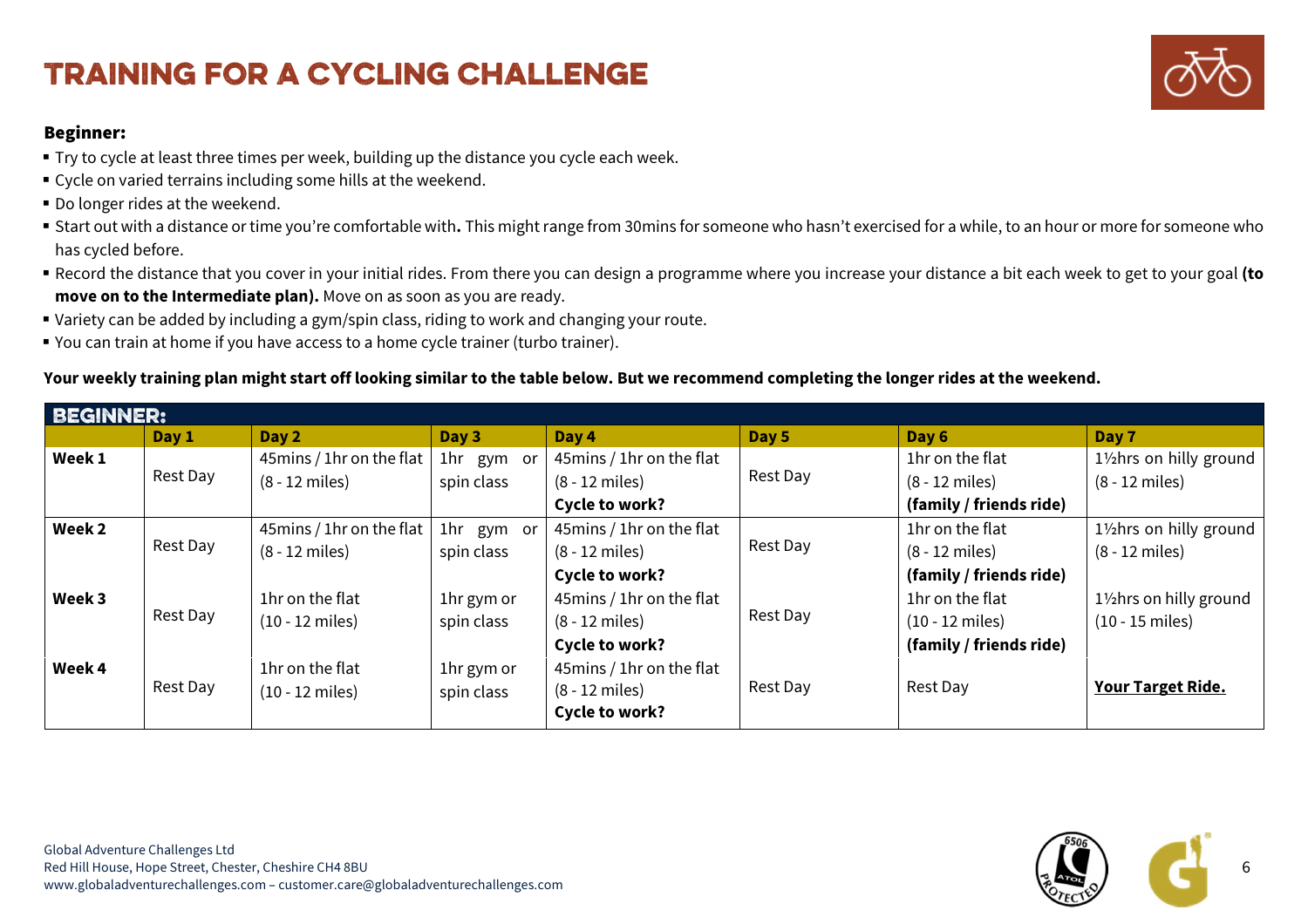# TRAINING FOR A CYCLING CHALLENGE

**Beginner:**

- Try to cycle at least three times per week, building up the distance you cycle each week.
- Cycle on varied terrains including some hills at the weekend.
- Do longer rides at the weekend.
- Start out with a distance or time you're comfortable with**.** This might range from 30mins for someone who hasn't exercised for a while, to an hour or more for someone who has cycled before.
- Record the distance that you cover in your initial rides. From there you can design a programme where you increase your distance a bit each week to get to your goal **(to move on to the Intermediate plan).** Move on as soon as you are ready.
- Variety can be added by including a gym/spin class, riding to work and changing your route.
- You can train at home if you have access to a home cycle trainer (turbo trainer).

**Your weekly training plan might start off looking similar to the table below. But we recommend completing the longer rides at the weekend.**

| **BEGINNER:** | | | | | | | |
|---|---|---|---|---|---|---|---|
| | **Day 1** | **Day 2** | **Day 3** | **Day 4** | **Day 5** | **Day 6** | **Day 7** |
| **Week 1** | Rest Day | 45mins / 1hr on the flat (8 - 12 miles) | 1hr gym or spin class | 45mins / 1hr on the flat (8 - 12 miles) **Cycle to work?** | Rest Day | 1hr on the flat (8 - 12 miles) **(family / friends ride)** | 1½hrs on hilly ground (8 - 12 miles) |
| **Week 2** | Rest Day | 45mins / 1hr on the flat (8 - 12 miles) | 1hr gym or spin class | 45mins / 1hr on the flat (8 - 12 miles) **Cycle to work?** | Rest Day | 1hr on the flat (8 - 12 miles) **(family / friends ride)** | 1½hrs on hilly ground (8 - 12 miles) |
| **Week 3** | Rest Day | 1hr on the flat (10 - 12 miles) | 1hr gym or spin class | 45mins / 1hr on the flat (8 - 12 miles) **Cycle to work?** | Rest Day | 1hr on the flat (10 - 12 miles) **(family / friends ride)** | 1½hrs on hilly ground (10 - 15 miles) |
| **Week 4** | Rest Day | 1hr on the flat (10 - 12 miles) | 1hr gym or spin class | 45mins / 1hr on the flat (8 - 12 miles) **Cycle to work?** | Rest Day | Rest Day | **Your Target Ride.** |

Global Adventure Challenges Ltd
Red Hill House, Hope Street, Chester, Cheshire CH4 8BU
www.globaladventurechallenges.com – customer.care@globaladventurechallenges.com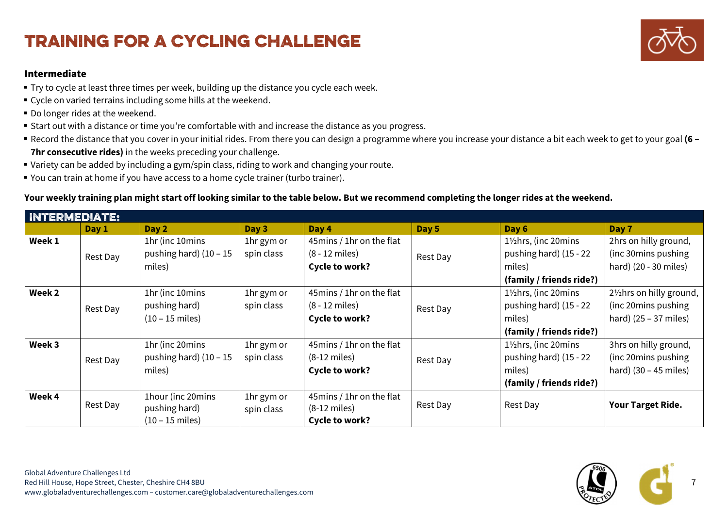# TRAINING FOR A CYCLING CHALLENGE

**Intermediate**

- Try to cycle at least three times per week, building up the distance you cycle each week.
- Cycle on varied terrains including some hills at the weekend.
- Do longer rides at the weekend.
- Start out with a distance or time you're comfortable with and increase the distance as you progress.
- Record the distance that you cover in your initial rides. From there you can design a programme where you increase your distance a bit each week to get to your goal **(6 – 7hr consecutive rides)** in the weeks preceding your challenge.
- Variety can be added by including a gym/spin class, riding to work and changing your route.
- You can train at home if you have access to a home cycle trainer (turbo trainer).

**Your weekly training plan might start off looking similar to the table below. But we recommend completing the longer rides at the weekend.**

| INTERMEDIATE: | Day 1 | Day 2 | Day 3 | Day 4 | Day 5 | Day 6 | Day 7 |
|---|---|---|---|---|---|---|---|
| **Week 1** | Rest Day | 1hr (inc 10mins pushing hard) (10 – 15 miles) | 1hr gym or spin class | 45mins / 1hr on the flat (8 - 12 miles) **Cycle to work?** | Rest Day | 1½hrs, (inc 20mins pushing hard) (15 - 22 miles) **(family / friends ride?)** | 2hrs on hilly ground, (inc 30mins pushing hard) (20 - 30 miles) |
| **Week 2** | Rest Day | 1hr (inc 10mins pushing hard) (10 – 15 miles) | 1hr gym or spin class | 45mins / 1hr on the flat (8 - 12 miles) **Cycle to work?** | Rest Day | 1½hrs, (inc 20mins pushing hard) (15 - 22 miles) **(family / friends ride?)** | 2½hrs on hilly ground, (inc 20mins pushing hard) (25 – 37 miles) |
| **Week 3** | Rest Day | 1hr (inc 20mins pushing hard) (10 – 15 miles) | 1hr gym or spin class | 45mins / 1hr on the flat (8-12 miles) **Cycle to work?** | Rest Day | 1½hrs, (inc 20mins pushing hard) (15 - 22 miles) **(family / friends ride?)** | 3hrs on hilly ground, (inc 20mins pushing hard) (30 – 45 miles) |
| **Week 4** | Rest Day | 1hour (inc 20mins pushing hard) (10 – 15 miles) | 1hr gym or spin class | 45mins / 1hr on the flat (8-12 miles) **Cycle to work?** | Rest Day | Rest Day | **Your Target Ride.** |

Global Adventure Challenges Ltd
Red Hill House, Hope Street, Chester, Cheshire CH4 8BU
www.globaladventurechallenges.com – customer.care@globaladventurechallenges.com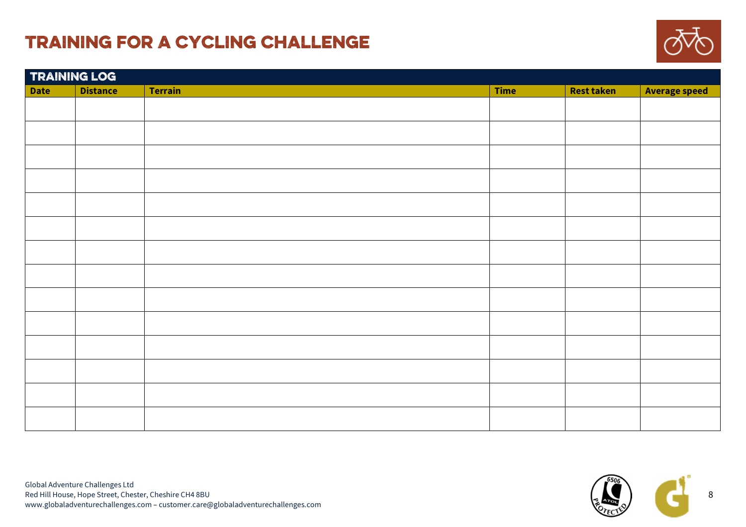# TRAINING FOR A CYCLING CHALLENGE

## TRAINING LOG

| Date | Distance | Terrain | Time | Rest taken | Average speed |
|---|---|---|---|---|---|
| | | | | | |
| | | | | | |
| | | | | | |
| | | | | | |
| | | | | | |
| | | | | | |
| | | | | | |
| | | | | | |
| | | | | | |
| | | | | | |
| | | | | | |
| | | | | | |
| | | | | | |
| | | | | | |

Global Adventure Challenges Ltd
Red Hill House, Hope Street, Chester, Cheshire CH4 8BU
www.globaladventurechallenges.com – customer.care@globaladventurechallenges.com